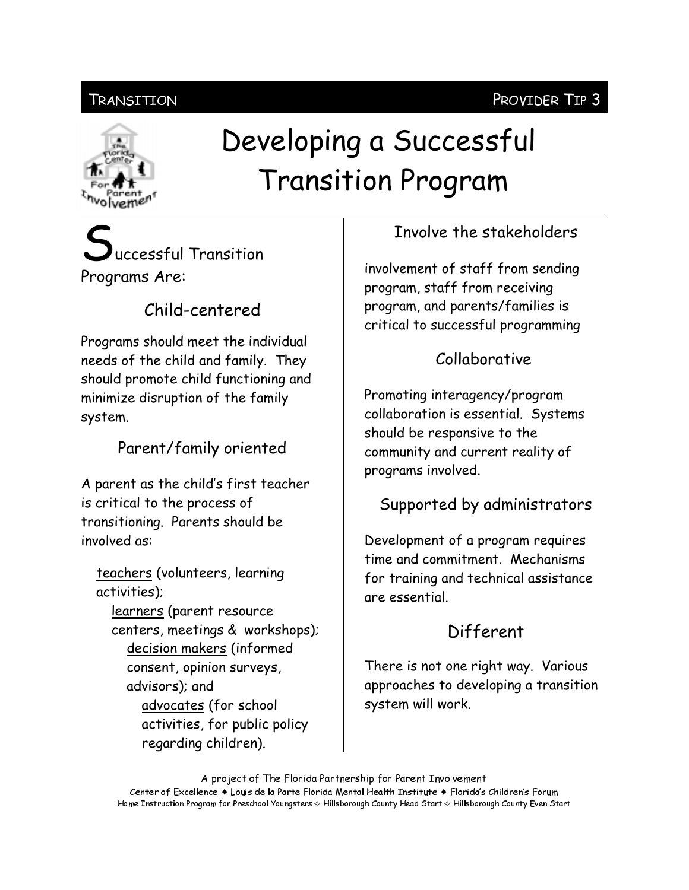TRANSITION | PROVIDER TIP 3

# Developing a Successful Transition Program

Successful Transition Programs Are:

## Child-centered

Programs should meet the individual needs of the child and family. They should promote child functioning and minimize disruption of the family system.

## Parent/family oriented

A parent as the child's first teacher is critical to the process of transitioning. Parents should be involved as:

- teachers (volunteers, learning activities);
  - learners (parent resource centers, meetings & workshops);
    - decision makers (informed consent, opinion surveys, advisors); and
      - advocates (for school activities, for public policy regarding children).

## Involve the stakeholders

involvement of staff from sending program, staff from receiving program, and parents/families is critical to successful programming

## Collaborative

Promoting interagency/program collaboration is essential. Systems should be responsive to the community and current reality of programs involved.

## Supported by administrators

Development of a program requires time and commitment. Mechanisms for training and technical assistance are essential.

## Different

There is not one right way. Various approaches to developing a transition system will work.

A project of The Florida Partnership for Parent Involvement
Center of Excellence ✦ Louis de la Parte Florida Mental Health Institute ✦ Florida's Children's Forum
Home Instruction Program for Preschool Youngsters ✧ Hillsborough County Head Start ✧ Hillsborough County Even Start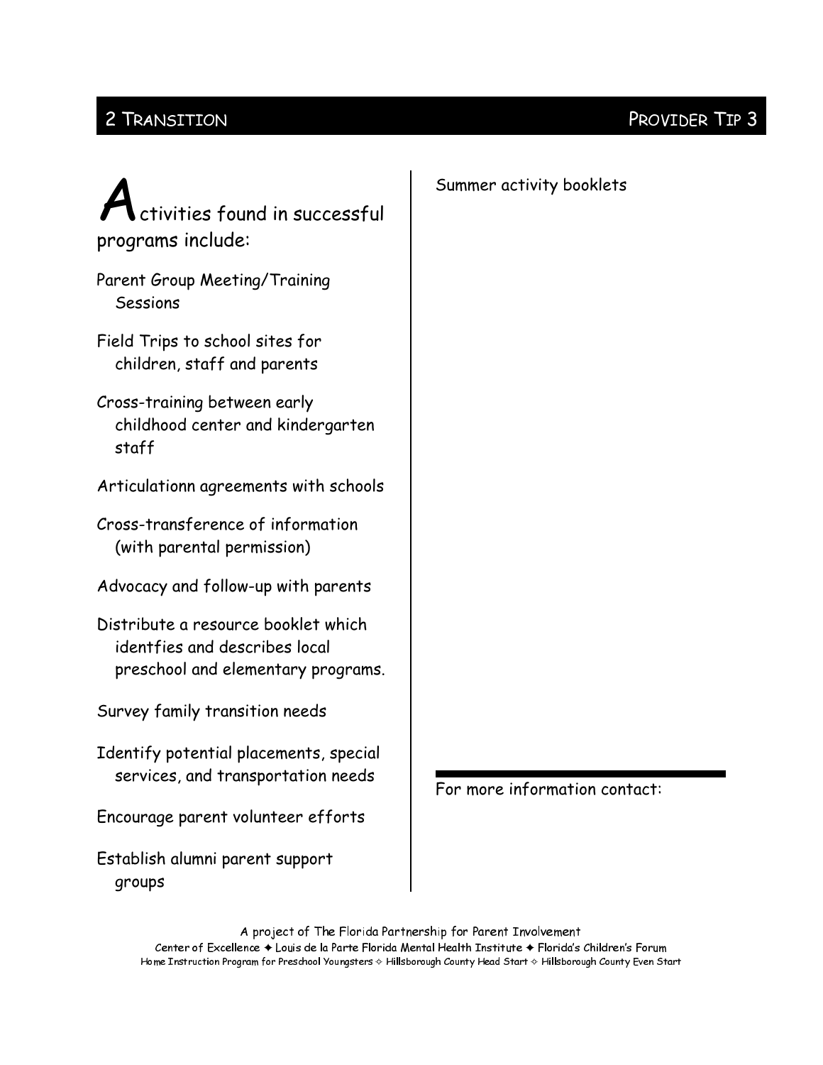## 2 Transition

### Provider Tip 3

Activities found in successful programs include:

Parent Group Meeting/Training Sessions

Field Trips to school sites for children, staff and parents

Cross-training between early childhood center and kindergarten staff

Articulationn agreements with schools

Cross-transference of information (with parental permission)

Advocacy and follow-up with parents

Distribute a resource booklet which identfies and describes local preschool and elementary programs.

Survey family transition needs

Identify potential placements, special services, and transportation needs

Encourage parent volunteer efforts

Establish alumni parent support groups

Summer activity booklets

---

For more information contact:

A project of The Florida Partnership for Parent Involvement
Center of Excellence ✦ Louis de la Parte Florida Mental Health Institute ✦ Florida's Children's Forum
Home Instruction Program for Preschool Youngsters ✧ Hillsborough County Head Start ✧ Hillsborough County Even Start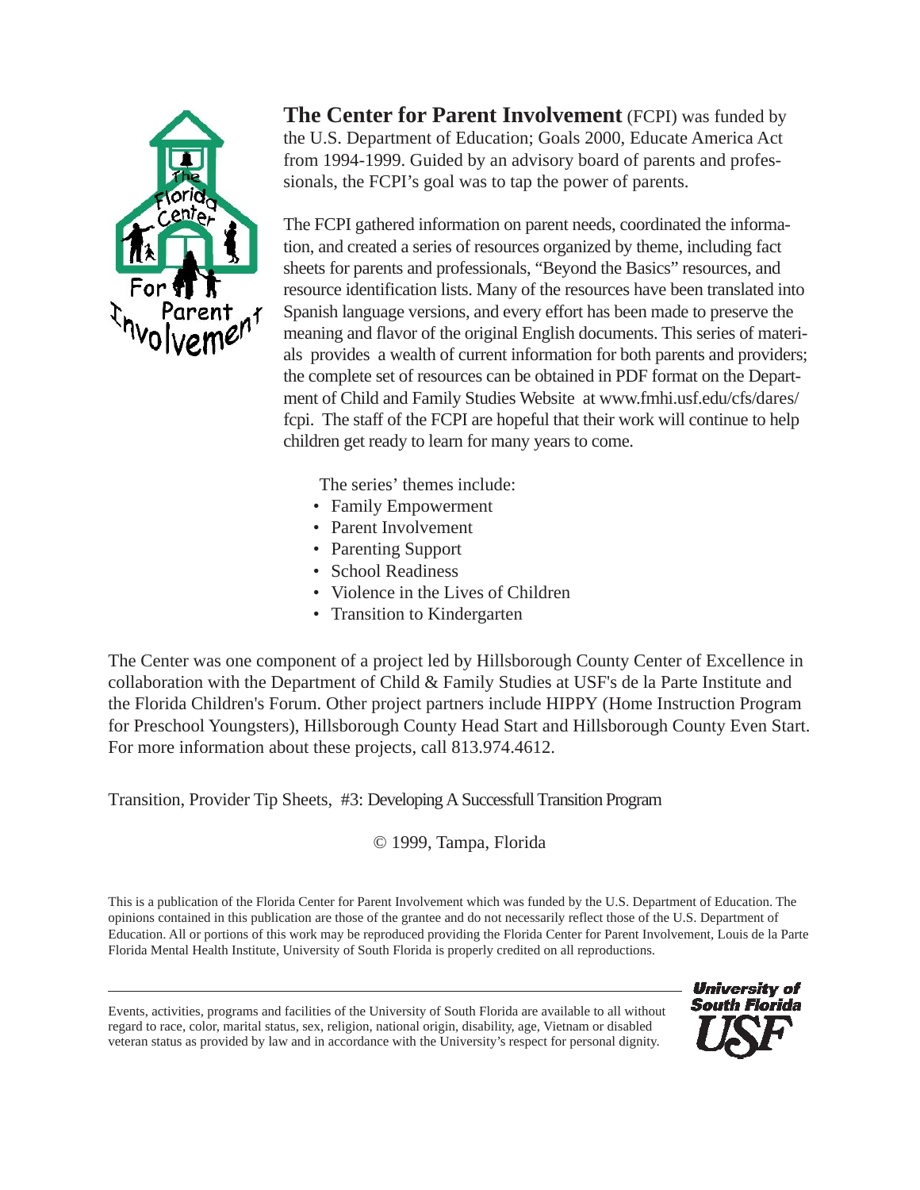**The Center for Parent Involvement** (FCPI) was funded by the U.S. Department of Education; Goals 2000, Educate America Act from 1994-1999. Guided by an advisory board of parents and professionals, the FCPI's goal was to tap the power of parents.

The FCPI gathered information on parent needs, coordinated the information, and created a series of resources organized by theme, including fact sheets for parents and professionals, "Beyond the Basics" resources, and resource identification lists. Many of the resources have been translated into Spanish language versions, and every effort has been made to preserve the meaning and flavor of the original English documents. This series of materials provides a wealth of current information for both parents and providers; the complete set of resources can be obtained in PDF format on the Department of Child and Family Studies Website at www.fmhi.usf.edu/cfs/dares/fcpi. The staff of the FCPI are hopeful that their work will continue to help children get ready to learn for many years to come.

The series' themes include:

- Family Empowerment
- Parent Involvement
- Parenting Support
- School Readiness
- Violence in the Lives of Children
- Transition to Kindergarten

The Center was one component of a project led by Hillsborough County Center of Excellence in collaboration with the Department of Child & Family Studies at USF's de la Parte Institute and the Florida Children's Forum. Other project partners include HIPPY (Home Instruction Program for Preschool Youngsters), Hillsborough County Head Start and Hillsborough County Even Start. For more information about these projects, call 813.974.4612.

Transition, Provider Tip Sheets, #3: Developing A Successfull Transition Program

© 1999, Tampa, Florida

This is a publication of the Florida Center for Parent Involvement which was funded by the U.S. Department of Education. The opinions contained in this publication are those of the grantee and do not necessarily reflect those of the U.S. Department of Education. All or portions of this work may be reproduced providing the Florida Center for Parent Involvement, Louis de la Parte Florida Mental Health Institute, University of South Florida is properly credited on all reproductions.

Events, activities, programs and facilities of the University of South Florida are available to all without regard to race, color, marital status, sex, religion, national origin, disability, age, Vietnam or disabled veteran status as provided by law and in accordance with the University's respect for personal dignity.

University of South Florida
USF